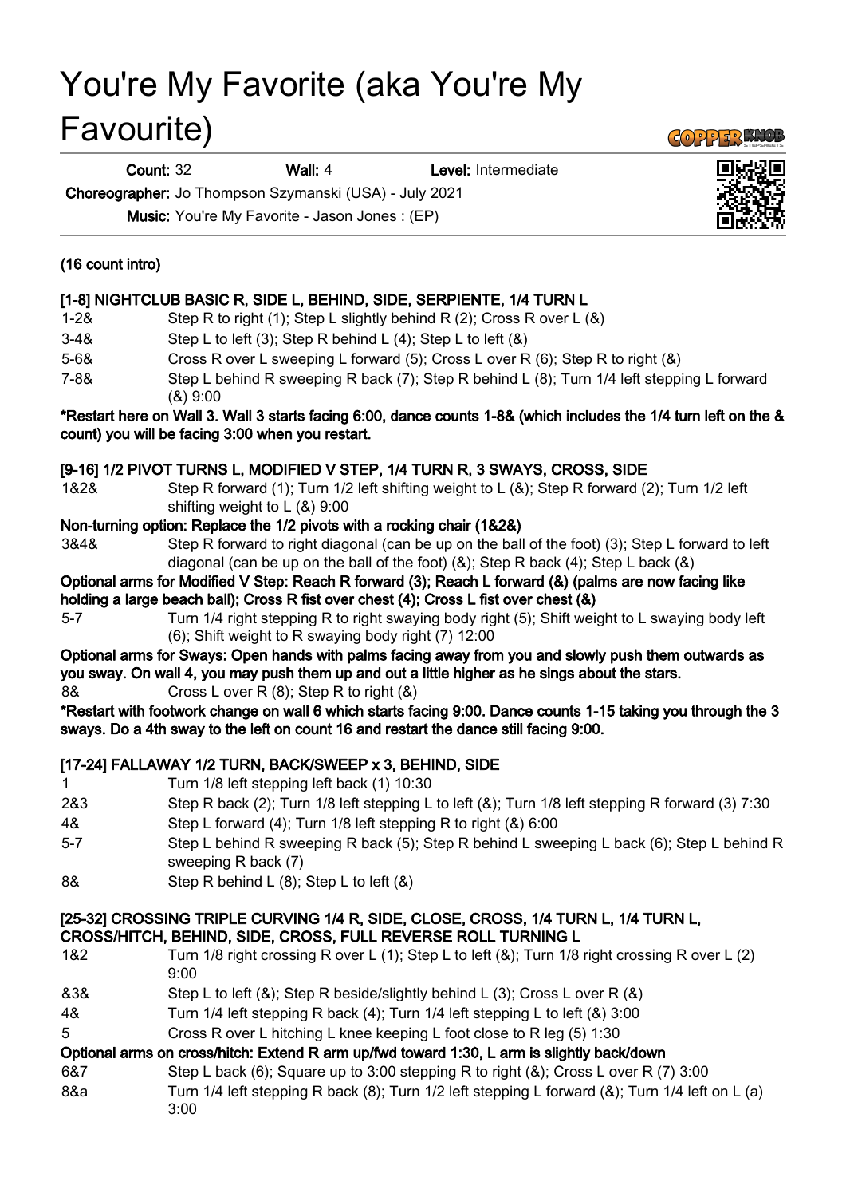# You're My Favorite (aka You're My Favourite)

**Count:** 32 **Wall:** 4 **Level:** Intermediate

**Choreographer:** Jo Thompson Szymanski (USA) - July 2021

**Music:** You're My Favorite - Jason Jones : (EP)

**(16 count intro)**

**[1-8] NIGHTCLUB BASIC R, SIDE L, BEHIND, SIDE, SERPIENTE, 1/4 TURN L**

| | |
|---|---|
| 1-2& | Step R to right (1); Step L slightly behind R (2); Cross R over L (&) |
| 3-4& | Step L to left (3); Step R behind L (4); Step L to left (&) |
| 5-6& | Cross R over L sweeping L forward (5); Cross L over R (6); Step R to right (&) |
| 7-8& | Step L behind R sweeping R back (7); Step R behind L (8); Turn 1/4 left stepping L forward (&) 9:00 |

**\*Restart here on Wall 3. Wall 3 starts facing 6:00, dance counts 1-8& (which includes the 1/4 turn left on the & count) you will be facing 3:00 when you restart.**

**[9-16] 1/2 PIVOT TURNS L, MODIFIED V STEP, 1/4 TURN R, 3 SWAYS, CROSS, SIDE**

| | |
|---|---|
| 1&2& | Step R forward (1); Turn 1/2 left shifting weight to L (&); Step R forward (2); Turn 1/2 left shifting weight to L (&) 9:00 |

**Non-turning option: Replace the 1/2 pivots with a rocking chair (1&2&)**

| | |
|---|---|
| 3&4& | Step R forward to right diagonal (can be up on the ball of the foot) (3); Step L forward to left diagonal (can be up on the ball of the foot) (&); Step R back (4); Step L back (&) |

**Optional arms for Modified V Step: Reach R forward (3); Reach L forward (&) (palms are now facing like holding a large beach ball); Cross R fist over chest (4); Cross L fist over chest (&)**

| | |
|---|---|
| 5-7 | Turn 1/4 right stepping R to right swaying body right (5); Shift weight to L swaying body left (6); Shift weight to R swaying body right (7) 12:00 |

**Optional arms for Sways: Open hands with palms facing away from you and slowly push them outwards as you sway. On wall 4, you may push them up and out a little higher as he sings about the stars.**

| | |
|---|---|
| 8& | Cross L over R (8); Step R to right (&) |

**\*Restart with footwork change on wall 6 which starts facing 9:00. Dance counts 1-15 taking you through the 3 sways. Do a 4th sway to the left on count 16 and restart the dance still facing 9:00.**

**[17-24] FALLAWAY 1/2 TURN, BACK/SWEEP x 3, BEHIND, SIDE**

| | |
|---|---|
| 1 | Turn 1/8 left stepping left back (1) 10:30 |
| 2&3 | Step R back (2); Turn 1/8 left stepping L to left (&); Turn 1/8 left stepping R forward (3) 7:30 |
| 4& | Step L forward (4); Turn 1/8 left stepping R to right (&) 6:00 |
| 5-7 | Step L behind R sweeping R back (5); Step R behind L sweeping L back (6); Step L behind R sweeping R back (7) |
| 8& | Step R behind L (8); Step L to left (&) |

**[25-32] CROSSING TRIPLE CURVING 1/4 R, SIDE, CLOSE, CROSS, 1/4 TURN L, 1/4 TURN L, CROSS/HITCH, BEHIND, SIDE, CROSS, FULL REVERSE ROLL TURNING L**

| | |
|---|---|
| 1&2 | Turn 1/8 right crossing R over L (1); Step L to left (&); Turn 1/8 right crossing R over L (2) 9:00 |
| &3& | Step L to left (&); Step R beside/slightly behind L (3); Cross L over R (&) |
| 4& | Turn 1/4 left stepping R back (4); Turn 1/4 left stepping L to left (&) 3:00 |
| 5 | Cross R over L hitching L knee keeping L foot close to R leg (5) 1:30 |

**Optional arms on cross/hitch: Extend R arm up/fwd toward 1:30, L arm is slightly back/down**

| | |
|---|---|
| 6&7 | Step L back (6); Square up to 3:00 stepping R to right (&); Cross L over R (7) 3:00 |
| 8&a | Turn 1/4 left stepping R back (8); Turn 1/2 left stepping L forward (&); Turn 1/4 left on L (a) 3:00 |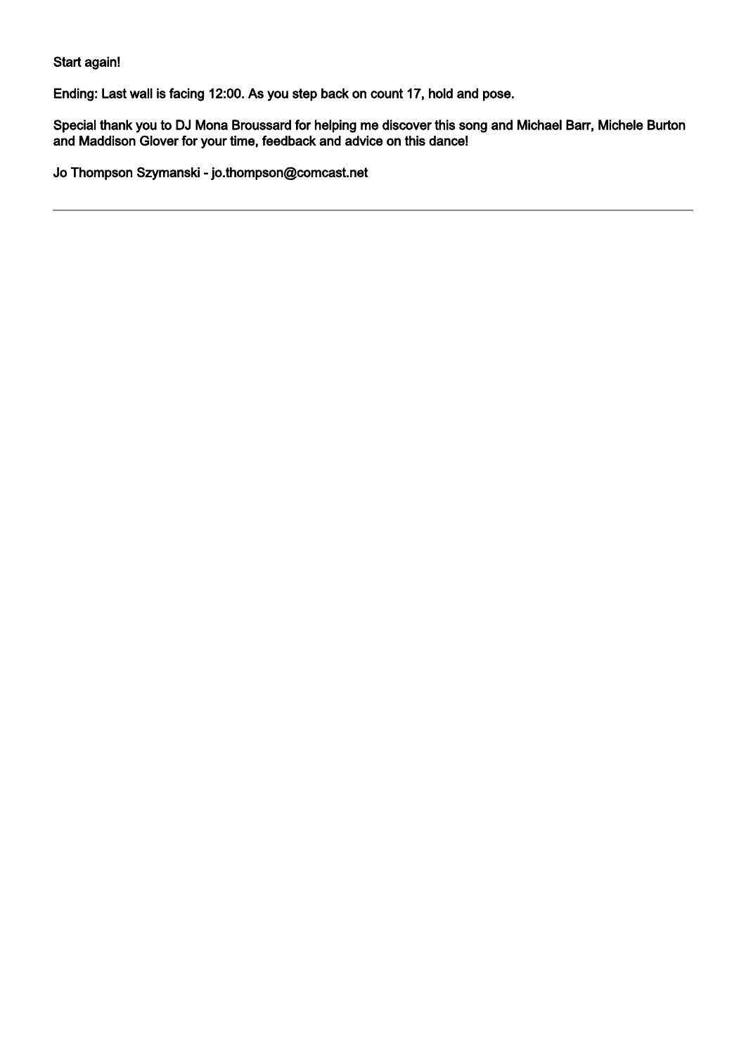Start again!

Ending: Last wall is facing 12:00. As you step back on count 17, hold and pose.

Special thank you to DJ Mona Broussard for helping me discover this song and Michael Barr, Michele Burton and Maddison Glover for your time, feedback and advice on this dance!

Jo Thompson Szymanski - jo.thompson@comcast.net

---